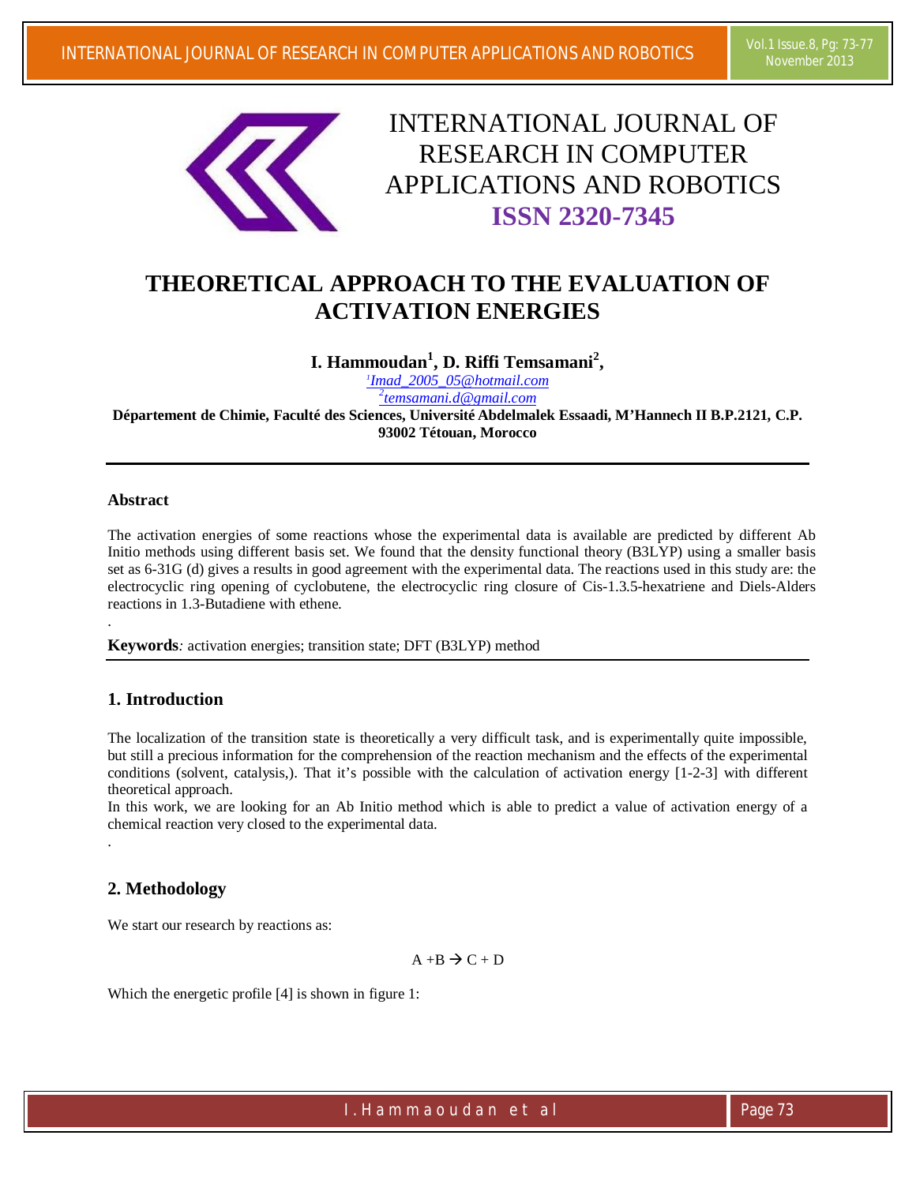# INTERNATIONAL JOURNAL OF RESEARCH IN COMPUTER APPLICATIONS AND ROBOTICS

**ISSN 2320-7345**

# THEORETICAL APPROACH TO THE EVALUATION OF ACTIVATION ENERGIES

**I. Hammoudan[1], D. Riffi Temsamani[2],**

[1]Imad_2005_05@hotmail.com

[2]temsamani.d@gmail.com

**Département de Chimie, Faculté des Sciences, Université Abdelmalek Essaadi, M'Hannech II B.P.2121, C.P. 93002 Tétouan, Morocco**

---

### Abstract

The activation energies of some reactions whose the experimental data is available are predicted by different Ab Initio methods using different basis set. We found that the density functional theory (B3LYP) using a smaller basis set as 6-31G (d) gives a results in good agreement with the experimental data. The reactions used in this study are: the electrocyclic ring opening of cyclobutene, the electrocyclic ring closure of Cis-1.3.5-hexatriene and Diels-Alders reactions in 1.3-Butadiene with ethene.

.

**Keywords**: activation energies; transition state; DFT (B3LYP) method

---

## 1. Introduction

The localization of the transition state is theoretically a very difficult task, and is experimentally quite impossible, but still a precious information for the comprehension of the reaction mechanism and the effects of the experimental conditions (solvent, catalysis,). That it's possible with the calculation of activation energy [1-2-3] with different theoretical approach.

In this work, we are looking for an Ab Initio method which is able to predict a value of activation energy of a chemical reaction very closed to the experimental data.

.

## 2. Methodology

We start our research by reactions as:

$$A + B \rightarrow C + D$$

Which the energetic profile [4] is shown in figure 1: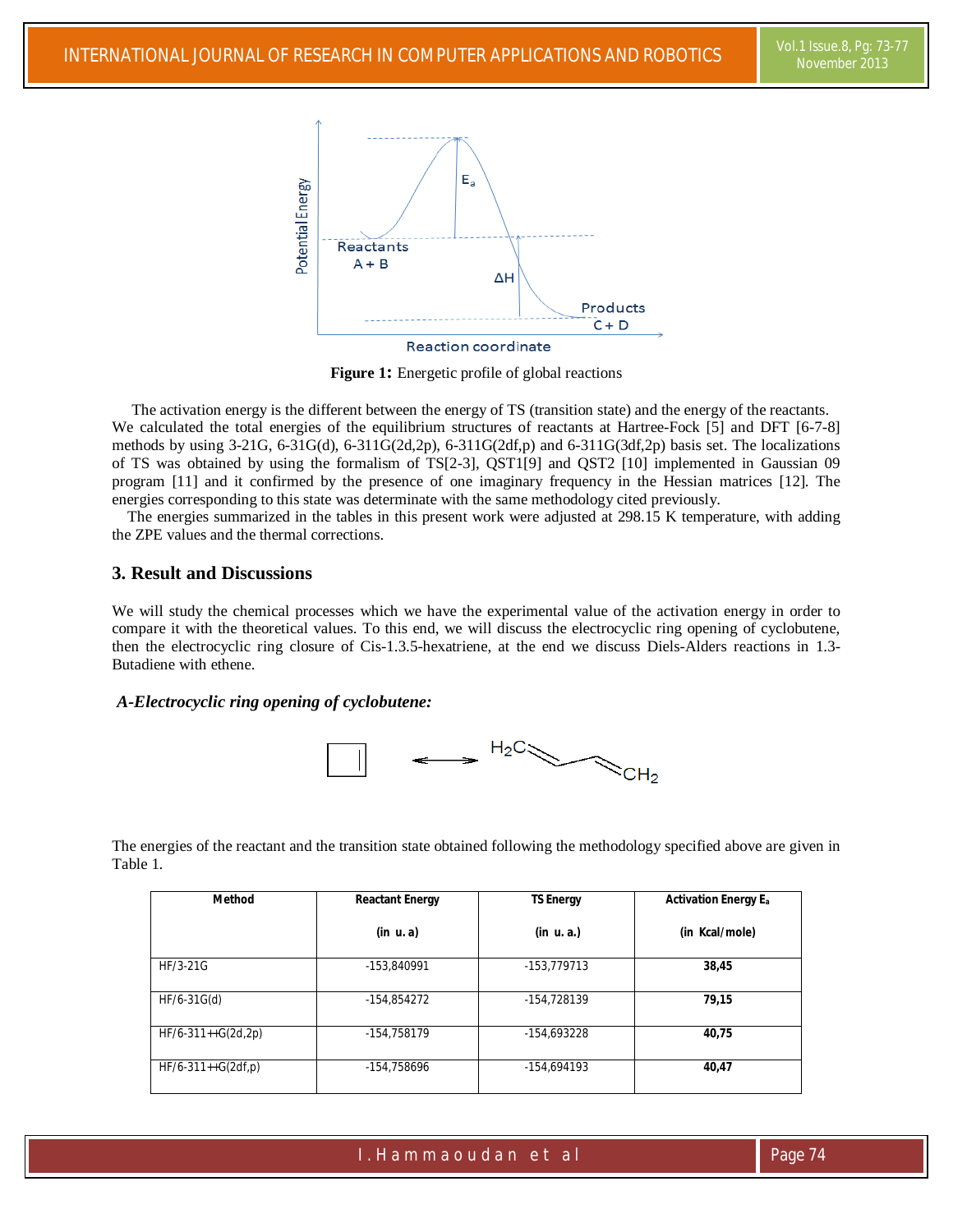**Figure 1:** Energetic profile of global reactions

The activation energy is the different between the energy of TS (transition state) and the energy of the reactants. We calculated the total energies of the equilibrium structures of reactants at Hartree-Fock [5] and DFT [6-7-8] methods by using 3-21G, 6-31G(d), 6-311G(2d,2p), 6-311G(2df,p) and 6-311G(3df,2p) basis set. The localizations of TS was obtained by using the formalism of TS[2-3], QST1[9] and QST2 [10] implemented in Gaussian 09 program [11] and it confirmed by the presence of one imaginary frequency in the Hessian matrices [12]. The energies corresponding to this state was determinate with the same methodology cited previously.

The energies summarized in the tables in this present work were adjusted at 298.15 K temperature, with adding the ZPE values and the thermal corrections.

## 3. Result and Discussions

We will study the chemical processes which we have the experimental value of the activation energy in order to compare it with the theoretical values. To this end, we will discuss the electrocyclic ring opening of cyclobutene, then the electrocyclic ring closure of Cis-1.3.5-hexatriene, at the end we discuss Diels-Alders reactions in 1.3-Butadiene with ethene.

### *A-Electrocyclic ring opening of cyclobutene:*

$H_2C=CH-CH=CH_2$

The energies of the reactant and the transition state obtained following the methodology specified above are given in Table 1.

| Method | Reactant Energy (in u. a) | TS Energy (in u. a.) | Activation Energy $E_a$ (in Kcal/mole) |
|---|---|---|---|
| HF/3-21G | -153,840991 | -153,779713 | **38,45** |
| HF/6-31G(d) | -154,854272 | -154,728139 | **79,15** |
| HF/6-311++G(2d,2p) | -154,758179 | -154,693228 | **40,75** |
| HF/6-311++G(2df,p) | -154,758696 | -154,694193 | **40,47** |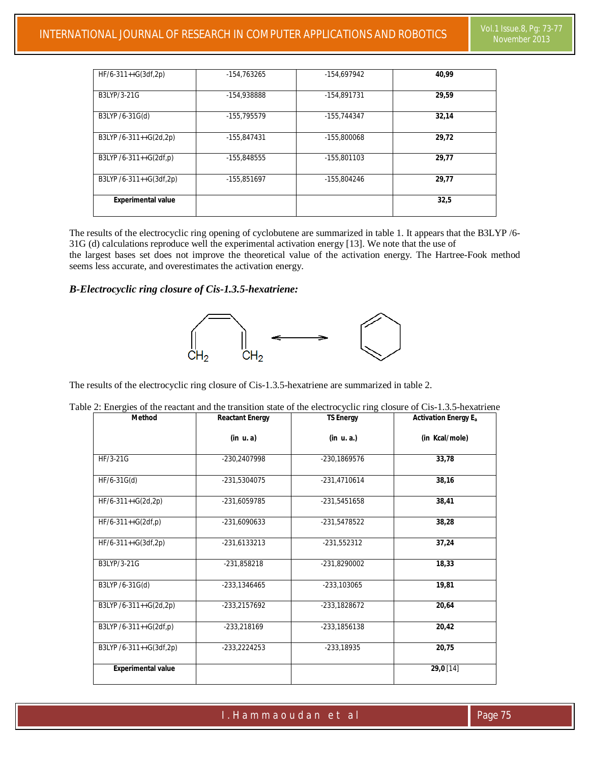| HF/6-311++G(3df,2p) | -154,763265 | -154,697942 | **40,99** |
|---|---|---|---|
| B3LYP/3-21G | -154,938888 | -154,891731 | **29,59** |
| B3LYP /6-31G(d) | -155,795579 | -155,744347 | **32,14** |
| B3LYP /6-311++G(2d,2p) | -155,847431 | -155,800068 | **29,72** |
| B3LYP /6-311++G(2df,p) | -155,848555 | -155,801103 | **29,77** |
| B3LYP /6-311++G(3df,2p) | -155,851697 | -155,804246 | **29,77** |
| **Experimental value** | | | **32,5** |

The results of the electrocyclic ring opening of cyclobutene are summarized in table 1. It appears that the B3LYP /6-31G (d) calculations reproduce well the experimental activation energy [13]. We note that the use of the largest bases set does not improve the theoretical value of the activation energy. The Hartree-Fook method seems less accurate, and overestimates the activation energy.

### *B-Electrocyclic ring closure of Cis-1.3.5-hexatriene:*

$CH_2$ $CH_2$ ⟷

The results of the electrocyclic ring closure of Cis-1.3.5-hexatriene are summarized in table 2.

Table 2: Energies of the reactant and the transition state of the electrocyclic ring closure of Cis-1.3.5-hexatriene

| Method | Reactant Energy (in u. a) | TS Energy (in u. a.) | Activation Energy $E_a$ (in Kcal/mole) |
|---|---|---|---|
| HF/3-21G | -230,2407998 | -230,1869576 | **33,78** |
| HF/6-31G(d) | -231,5304075 | -231,4710614 | **38,16** |
| HF/6-311++G(2d,2p) | -231,6059785 | -231,5451658 | **38,41** |
| HF/6-311++G(2df,p) | -231,6090633 | -231,5478522 | **38,28** |
| HF/6-311++G(3df,2p) | -231,6133213 | -231,552312 | **37,24** |
| B3LYP/3-21G | -231,858218 | -231,8290002 | **18,33** |
| B3LYP /6-31G(d) | -233,1346465 | -233,103065 | **19,81** |
| B3LYP /6-311++G(2d,2p) | -233,2157692 | -233,1828672 | **20,64** |
| B3LYP /6-311++G(2df,p) | -233,218169 | -233,1856138 | **20,42** |
| B3LYP /6-311++G(3df,2p) | -233,2224253 | -233,18935 | **20,75** |
| **Experimental value** | | | **29,0** [14] |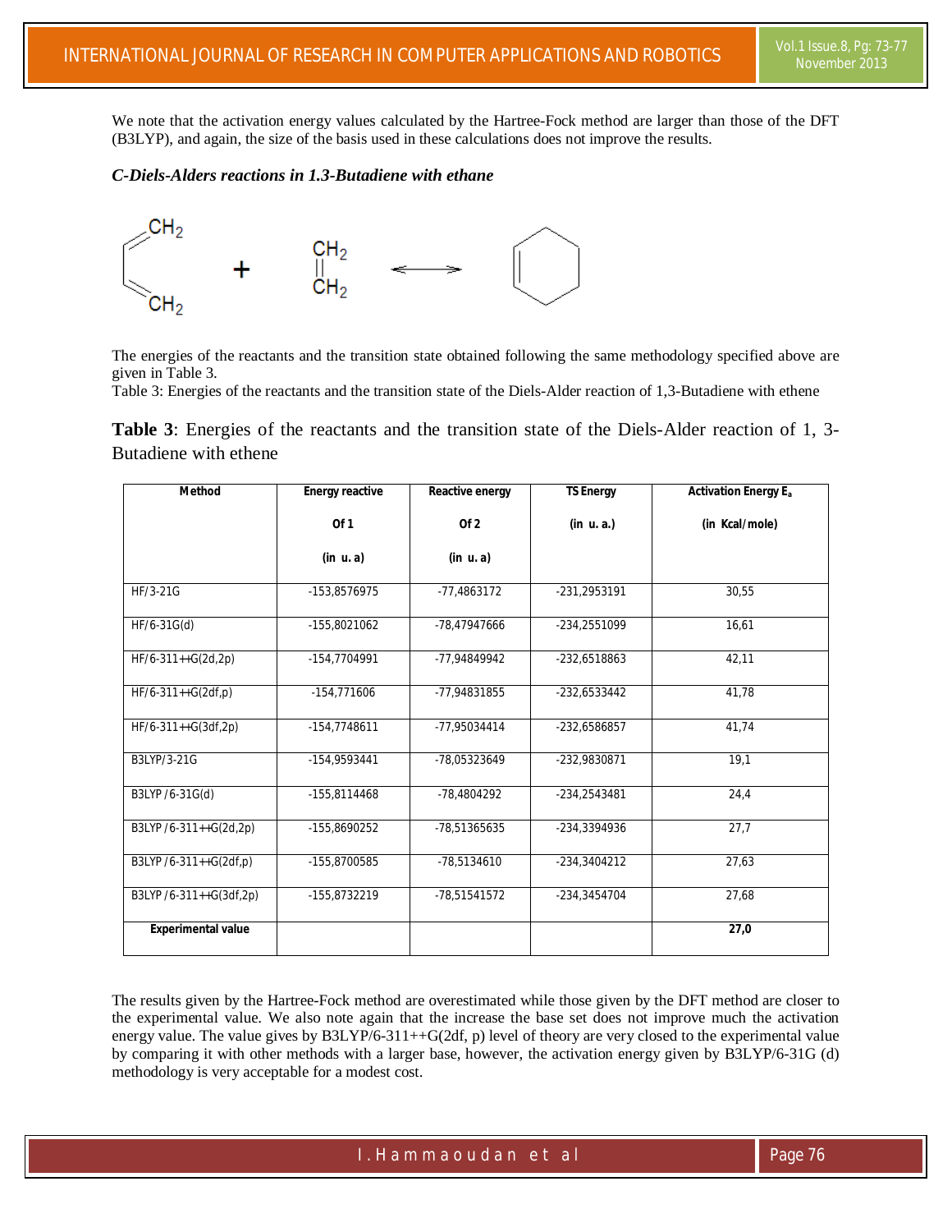We note that the activation energy values calculated by the Hartree-Fock method are larger than those of the DFT (B3LYP), and again, the size of the basis used in these calculations does not improve the results.

### *C-Diels-Alders reactions in 1.3-Butadiene with ethane*

The energies of the reactants and the transition state obtained following the same methodology specified above are given in Table 3.

Table 3: Energies of the reactants and the transition state of the Diels-Alder reaction of 1,3-Butadiene with ethene

**Table 3**: Energies of the reactants and the transition state of the Diels-Alder reaction of 1, 3-Butadiene with ethene

| Method | Energy reactive Of 1 (in u. a) | Reactive energy Of 2 (in u. a) | TS Energy (in u. a.) | Activation Energy $E_a$ (in Kcal/mole) |
|---|---|---|---|---|
| HF/3-21G | -153,8576975 | -77,4863172 | -231,2953191 | 30,55 |
| HF/6-31G(d) | -155,8021062 | -78,47947666 | -234,2551099 | 16,61 |
| HF/6-311++G(2d,2p) | -154,7704991 | -77,94849942 | -232,6518863 | 42,11 |
| HF/6-311++G(2df,p) | -154,771606 | -77,94831855 | -232,6533442 | 41,78 |
| HF/6-311++G(3df,2p) | -154,7748611 | -77,95034414 | -232,6586857 | 41,74 |
| B3LYP/3-21G | -154,9593441 | -78,05323649 | -232,9830871 | 19,1 |
| B3LYP /6-31G(d) | -155,8114468 | -78,4804292 | -234,2543481 | 24,4 |
| B3LYP /6-311++G(2d,2p) | -155,8690252 | -78,51365635 | -234,3394936 | 27,7 |
| B3LYP /6-311++G(2df,p) | -155,8700585 | -78,5134610 | -234,3404212 | 27,63 |
| B3LYP /6-311++G(3df,2p) | -155,8732219 | -78,51541572 | -234,3454704 | 27,68 |
| **Experimental value** | | | | **27,0** |

The results given by the Hartree-Fock method are overestimated while those given by the DFT method are closer to the experimental value. We also note again that the increase the base set does not improve much the activation energy value. The value gives by B3LYP/6-311++G(2df, p) level of theory are very closed to the experimental value by comparing it with other methods with a larger base, however, the activation energy given by B3LYP/6-31G (d) methodology is very acceptable for a modest cost.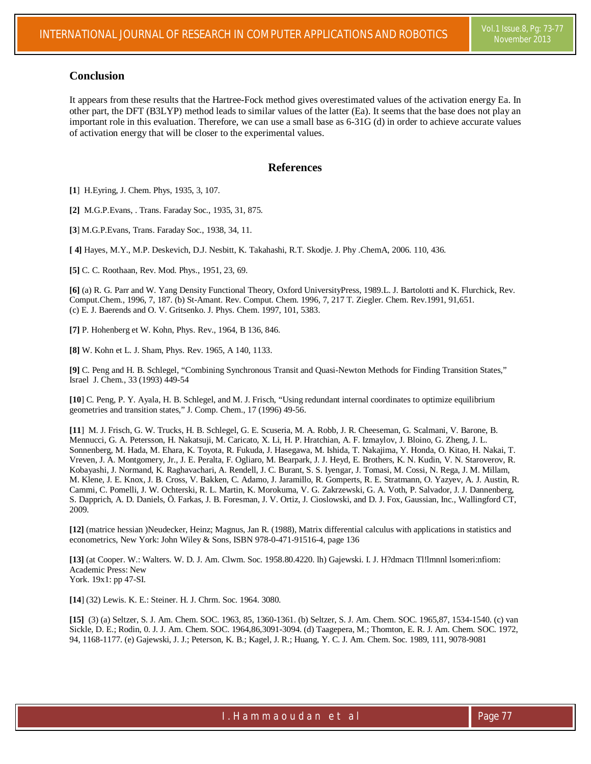## Conclusion

It appears from these results that the Hartree-Fock method gives overestimated values of the activation energy Ea. In other part, the DFT (B3LYP) method leads to similar values of the latter (Ea). It seems that the base does not play an important role in this evaluation. Therefore, we can use a small base as 6-31G (d) in order to achieve accurate values of activation energy that will be closer to the experimental values.

## References

**[1**] H.Eyring, J. Chem. Phys, 1935, 3, 107.

**[2]** M.G.P.Evans, . Trans. Faraday Soc., 1935, 31, 875.

**[3**] M.G.P.Evans, Trans. Faraday Soc., 1938, 34, 11.

**[ 4]** Hayes, M.Y., M.P. Deskevich, D.J. Nesbitt, K. Takahashi, R.T. Skodje. J. Phy .ChemA, 2006. 110, 436.

**[5]** C. C. Roothaan, Rev. Mod. Phys., 1951, 23, 69.

**[6]** (a) R. G. Parr and W. Yang Density Functional Theory, Oxford UniversityPress, 1989.L. J. Bartolotti and K. Flurchick, Rev. Comput.Chem., 1996, 7, 187. (b) St-Amant. Rev. Comput. Chem. 1996, 7, 217 T. Ziegler. Chem. Rev.1991, 91,651. (c) E. J. Baerends and O. V. Gritsenko. J. Phys. Chem. 1997, 101, 5383.

**[7]** P. Hohenberg et W. Kohn, Phys. Rev., 1964, B 136, 846.

**[8]** W. Kohn et L. J. Sham, Phys. Rev. 1965, A 140, 1133.

**[9]** C. Peng and H. B. Schlegel, "Combining Synchronous Transit and Quasi-Newton Methods for Finding Transition States," Israel J. Chem., 33 (1993) 449-54

**[10**] C. Peng, P. Y. Ayala, H. B. Schlegel, and M. J. Frisch, "Using redundant internal coordinates to optimize equilibrium geometries and transition states," J. Comp. Chem., 17 (1996) 49-56.

**[11**] M. J. Frisch, G. W. Trucks, H. B. Schlegel, G. E. Scuseria, M. A. Robb, J. R. Cheeseman, G. Scalmani, V. Barone, B. Mennucci, G. A. Petersson, H. Nakatsuji, M. Caricato, X. Li, H. P. Hratchian, A. F. Izmaylov, J. Bloino, G. Zheng, J. L. Sonnenberg, M. Hada, M. Ehara, K. Toyota, R. Fukuda, J. Hasegawa, M. Ishida, T. Nakajima, Y. Honda, O. Kitao, H. Nakai, T. Vreven, J. A. Montgomery, Jr., J. E. Peralta, F. Ogliaro, M. Bearpark, J. J. Heyd, E. Brothers, K. N. Kudin, V. N. Staroverov, R. Kobayashi, J. Normand, K. Raghavachari, A. Rendell, J. C. Burant, S. S. Iyengar, J. Tomasi, M. Cossi, N. Rega, J. M. Millam, M. Klene, J. E. Knox, J. B. Cross, V. Bakken, C. Adamo, J. Jaramillo, R. Gomperts, R. E. Stratmann, O. Yazyev, A. J. Austin, R. Cammi, C. Pomelli, J. W. Ochterski, R. L. Martin, K. Morokuma, V. G. Zakrzewski, G. A. Voth, P. Salvador, J. J. Dannenberg, S. Dapprich, A. D. Daniels, Ö. Farkas, J. B. Foresman, J. V. Ortiz, J. Cioslowski, and D. J. Fox, Gaussian, Inc., Wallingford CT, 2009.

**[12]** (matrice hessian )Neudecker, Heinz; Magnus, Jan R. (1988), Matrix differential calculus with applications in statistics and econometrics, New York: John Wiley & Sons, ISBN 978-0-471-91516-4, page 136

**[13]** (at Cooper. W.: Walters. W. D. J. Am. Clwm. Soc. 1958.80.4220. lh) Gajewski. I. J. H?dmacn Tl!lmnnl lsomeri:nfiom: Academic Press: New
York. 19x1: pp 47-SI.

**[14**] (32) Lewis. K. E.: Steiner. H. J. Chrm. Soc. 1964. 3080.

**[15]** (3) (a) Seltzer, S. J. Am. Chem. SOC. 1963, 85, 1360-1361. (b) Seltzer, S. J. Am. Chem. SOC. 1965,87, 1534-1540. (c) van Sickle, D. E.; Rodin, 0. J. J. Am. Chem. SOC. 1964,86,3091-3094. (d) Taagepera, M.; Thomton, E. R. J. Am. Chem. SOC. 1972, 94, 1168-1177. (e) Gajewski, J. J.; Peterson, K. B.; Kagel, J. R.; Huang, Y. C. J. Am. Chem. Soc. 1989, 111, 9078-9081